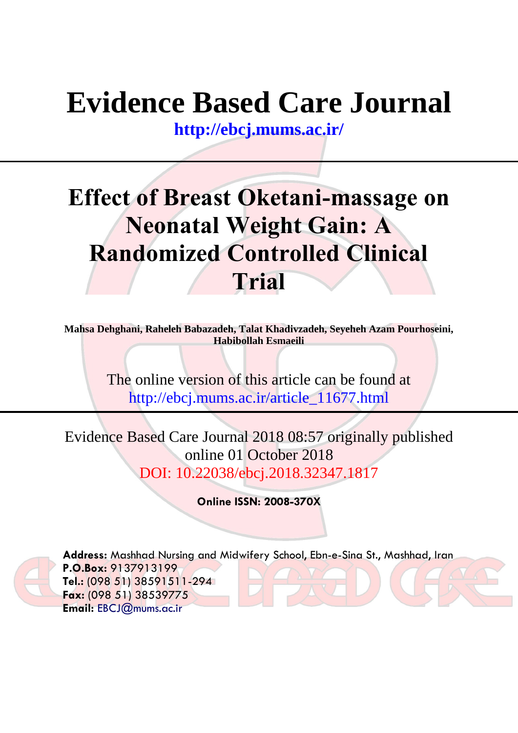# Evidence Based Care Journal

**http://ebcj.mums.ac.ir/**

---

# Effect of Breast Oketani-massage on Neonatal Weight Gain: A Randomized Controlled Clinical Trial

**Mahsa Dehghani, Raheleh Babazadeh, Talat Khadivzadeh, Seyeheh Azam Pourhoseini, Habibollah Esmaeili**

The online version of this article can be found at
http://ebcj.mums.ac.ir/article_11677.html

---

Evidence Based Care Journal 2018 08:57 originally published online 01 October 2018
DOI: 10.22038/ebcj.2018.32347.1817

**Online ISSN: 2008-370X**

**Address:** Mashhad Nursing and Midwifery School, Ebn-e-Sina St., Mashhad, Iran
**P.O.Box:** 9137913199
**Tel.:** (098 51) 38591511-294
**Fax:** (098 51) 38539775
**Email:** EBCJ@mums.ac.ir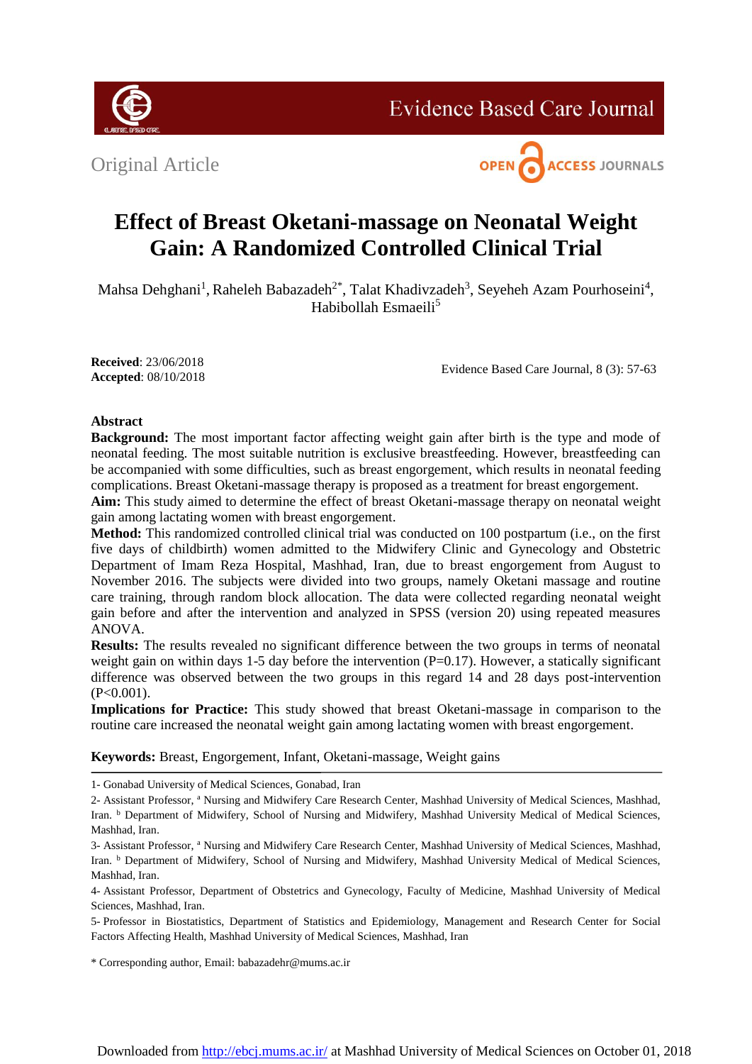Original Article

# Effect of Breast Oketani-massage on Neonatal Weight Gain: A Randomized Controlled Clinical Trial

Mahsa Dehghani[1], Raheleh Babazadeh[2*], Talat Khadivzadeh[3], Seyeheh Azam Pourhoseini[4], Habibollah Esmaeili[5]

**Received**: 23/06/2018
**Accepted**: 08/10/2018

Evidence Based Care Journal, 8 (3): 57-63

## Abstract

**Background:** The most important factor affecting weight gain after birth is the type and mode of neonatal feeding. The most suitable nutrition is exclusive breastfeeding. However, breastfeeding can be accompanied with some difficulties, such as breast engorgement, which results in neonatal feeding complications. Breast Oketani-massage therapy is proposed as a treatment for breast engorgement.

**Aim:** This study aimed to determine the effect of breast Oketani-massage therapy on neonatal weight gain among lactating women with breast engorgement.

**Method:** This randomized controlled clinical trial was conducted on 100 postpartum (i.e., on the first five days of childbirth) women admitted to the Midwifery Clinic and Gynecology and Obstetric Department of Imam Reza Hospital, Mashhad, Iran, due to breast engorgement from August to November 2016. The subjects were divided into two groups, namely Oketani massage and routine care training, through random block allocation. The data were collected regarding neonatal weight gain before and after the intervention and analyzed in SPSS (version 20) using repeated measures ANOVA.

**Results:** The results revealed no significant difference between the two groups in terms of neonatal weight gain on within days 1-5 day before the intervention (P=0.17). However, a statically significant difference was observed between the two groups in this regard 14 and 28 days post-intervention (P<0.001).

**Implications for Practice:** This study showed that breast Oketani-massage in comparison to the routine care increased the neonatal weight gain among lactating women with breast engorgement.

**Keywords:** Breast, Engorgement, Infant, Oketani-massage, Weight gains

---

1- Gonabad University of Medical Sciences, Gonabad, Iran

2- Assistant Professor, [a] Nursing and Midwifery Care Research Center, Mashhad University of Medical Sciences, Mashhad, Iran. [b] Department of Midwifery, School of Nursing and Midwifery, Mashhad University Medical of Medical Sciences, Mashhad, Iran.

3- Assistant Professor, [a] Nursing and Midwifery Care Research Center, Mashhad University of Medical Sciences, Mashhad, Iran. [b] Department of Midwifery, School of Nursing and Midwifery, Mashhad University Medical of Medical Sciences, Mashhad, Iran.

4- Assistant Professor, Department of Obstetrics and Gynecology, Faculty of Medicine, Mashhad University of Medical Sciences, Mashhad, Iran.

5- Professor in Biostatistics, Department of Statistics and Epidemiology, Management and Research Center for Social Factors Affecting Health, Mashhad University of Medical Sciences, Mashhad, Iran

\* Corresponding author, Email: babazadehr@mums.ac.ir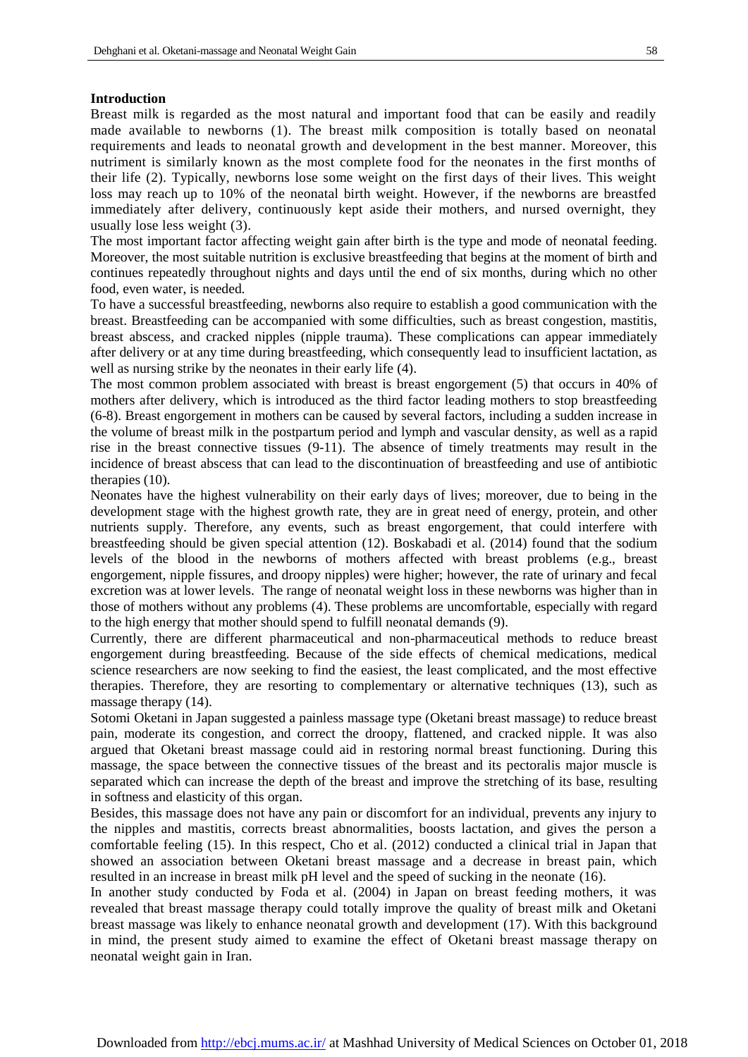## Introduction

Breast milk is regarded as the most natural and important food that can be easily and readily made available to newborns (1). The breast milk composition is totally based on neonatal requirements and leads to neonatal growth and development in the best manner. Moreover, this nutriment is similarly known as the most complete food for the neonates in the first months of their life (2). Typically, newborns lose some weight on the first days of their lives. This weight loss may reach up to 10% of the neonatal birth weight. However, if the newborns are breastfed immediately after delivery, continuously kept aside their mothers, and nursed overnight, they usually lose less weight (3).

The most important factor affecting weight gain after birth is the type and mode of neonatal feeding. Moreover, the most suitable nutrition is exclusive breastfeeding that begins at the moment of birth and continues repeatedly throughout nights and days until the end of six months, during which no other food, even water, is needed.

To have a successful breastfeeding, newborns also require to establish a good communication with the breast. Breastfeeding can be accompanied with some difficulties, such as breast congestion, mastitis, breast abscess, and cracked nipples (nipple trauma). These complications can appear immediately after delivery or at any time during breastfeeding, which consequently lead to insufficient lactation, as well as nursing strike by the neonates in their early life (4).

The most common problem associated with breast is breast engorgement (5) that occurs in 40% of mothers after delivery, which is introduced as the third factor leading mothers to stop breastfeeding (6-8). Breast engorgement in mothers can be caused by several factors, including a sudden increase in the volume of breast milk in the postpartum period and lymph and vascular density, as well as a rapid rise in the breast connective tissues (9-11). The absence of timely treatments may result in the incidence of breast abscess that can lead to the discontinuation of breastfeeding and use of antibiotic therapies (10).

Neonates have the highest vulnerability on their early days of lives; moreover, due to being in the development stage with the highest growth rate, they are in great need of energy, protein, and other nutrients supply. Therefore, any events, such as breast engorgement, that could interfere with breastfeeding should be given special attention (12). Boskabadi et al. (2014) found that the sodium levels of the blood in the newborns of mothers affected with breast problems (e.g., breast engorgement, nipple fissures, and droopy nipples) were higher; however, the rate of urinary and fecal excretion was at lower levels. The range of neonatal weight loss in these newborns was higher than in those of mothers without any problems (4). These problems are uncomfortable, especially with regard to the high energy that mother should spend to fulfill neonatal demands (9).

Currently, there are different pharmaceutical and non-pharmaceutical methods to reduce breast engorgement during breastfeeding. Because of the side effects of chemical medications, medical science researchers are now seeking to find the easiest, the least complicated, and the most effective therapies. Therefore, they are resorting to complementary or alternative techniques (13), such as massage therapy (14).

Sotomi Oketani in Japan suggested a painless massage type (Oketani breast massage) to reduce breast pain, moderate its congestion, and correct the droopy, flattened, and cracked nipple. It was also argued that Oketani breast massage could aid in restoring normal breast functioning. During this massage, the space between the connective tissues of the breast and its pectoralis major muscle is separated which can increase the depth of the breast and improve the stretching of its base, resulting in softness and elasticity of this organ.

Besides, this massage does not have any pain or discomfort for an individual, prevents any injury to the nipples and mastitis, corrects breast abnormalities, boosts lactation, and gives the person a comfortable feeling (15). In this respect, Cho et al. (2012) conducted a clinical trial in Japan that showed an association between Oketani breast massage and a decrease in breast pain, which resulted in an increase in breast milk pH level and the speed of sucking in the neonate (16).

In another study conducted by Foda et al. (2004) in Japan on breast feeding mothers, it was revealed that breast massage therapy could totally improve the quality of breast milk and Oketani breast massage was likely to enhance neonatal growth and development (17). With this background in mind, the present study aimed to examine the effect of Oketani breast massage therapy on neonatal weight gain in Iran.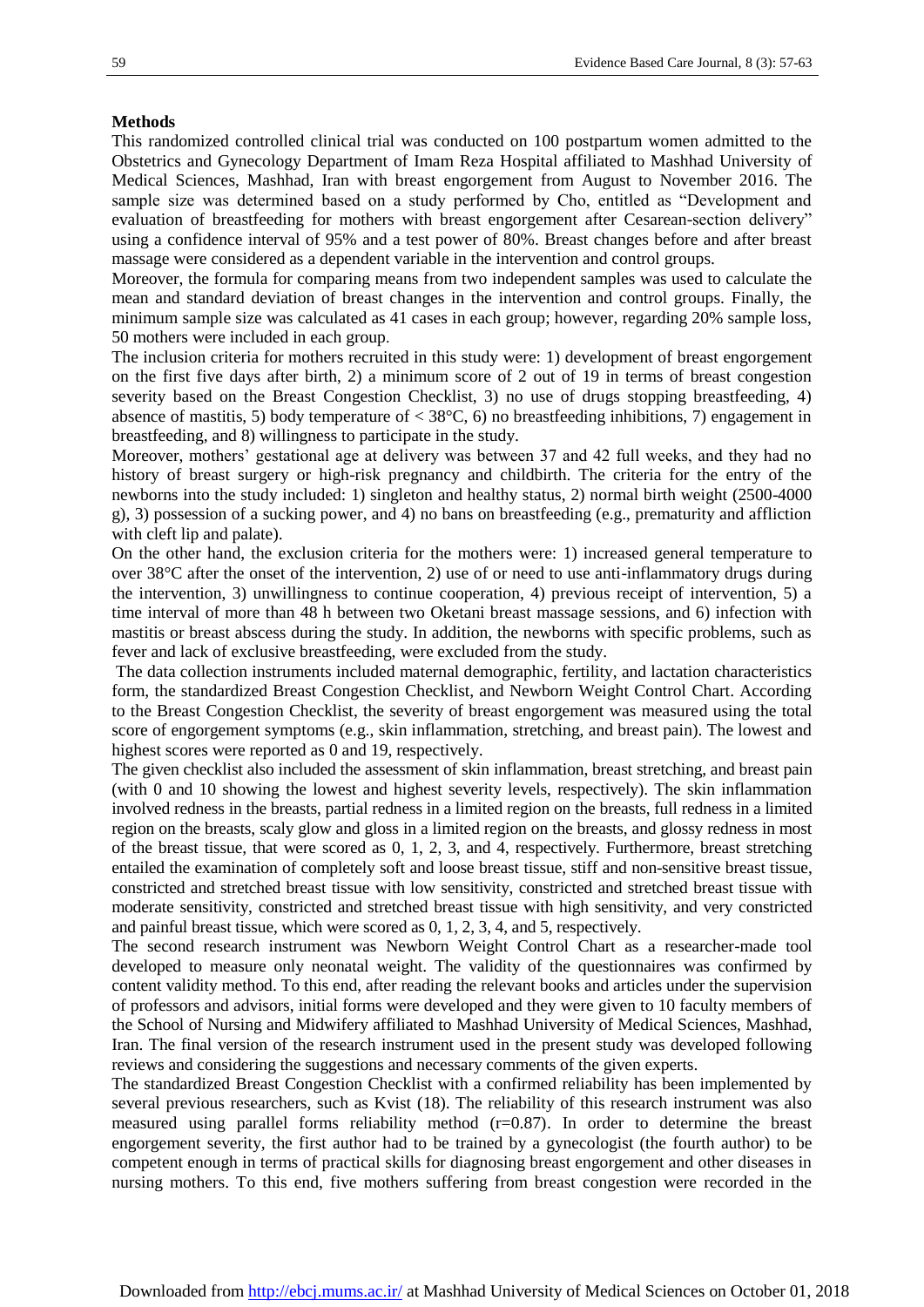**Methods**

This randomized controlled clinical trial was conducted on 100 postpartum women admitted to the Obstetrics and Gynecology Department of Imam Reza Hospital affiliated to Mashhad University of Medical Sciences, Mashhad, Iran with breast engorgement from August to November 2016. The sample size was determined based on a study performed by Cho, entitled as "Development and evaluation of breastfeeding for mothers with breast engorgement after Cesarean-section delivery" using a confidence interval of 95% and a test power of 80%. Breast changes before and after breast massage were considered as a dependent variable in the intervention and control groups.

Moreover, the formula for comparing means from two independent samples was used to calculate the mean and standard deviation of breast changes in the intervention and control groups. Finally, the minimum sample size was calculated as 41 cases in each group; however, regarding 20% sample loss, 50 mothers were included in each group.

The inclusion criteria for mothers recruited in this study were: 1) development of breast engorgement on the first five days after birth, 2) a minimum score of 2 out of 19 in terms of breast congestion severity based on the Breast Congestion Checklist, 3) no use of drugs stopping breastfeeding, 4) absence of mastitis, 5) body temperature of < 38°C, 6) no breastfeeding inhibitions, 7) engagement in breastfeeding, and 8) willingness to participate in the study.

Moreover, mothers' gestational age at delivery was between 37 and 42 full weeks, and they had no history of breast surgery or high-risk pregnancy and childbirth. The criteria for the entry of the newborns into the study included: 1) singleton and healthy status, 2) normal birth weight (2500-4000 g), 3) possession of a sucking power, and 4) no bans on breastfeeding (e.g., prematurity and affliction with cleft lip and palate).

On the other hand, the exclusion criteria for the mothers were: 1) increased general temperature to over 38°C after the onset of the intervention, 2) use of or need to use anti-inflammatory drugs during the intervention, 3) unwillingness to continue cooperation, 4) previous receipt of intervention, 5) a time interval of more than 48 h between two Oketani breast massage sessions, and 6) infection with mastitis or breast abscess during the study. In addition, the newborns with specific problems, such as fever and lack of exclusive breastfeeding, were excluded from the study.

The data collection instruments included maternal demographic, fertility, and lactation characteristics form, the standardized Breast Congestion Checklist, and Newborn Weight Control Chart. According to the Breast Congestion Checklist, the severity of breast engorgement was measured using the total score of engorgement symptoms (e.g., skin inflammation, stretching, and breast pain). The lowest and highest scores were reported as 0 and 19, respectively.

The given checklist also included the assessment of skin inflammation, breast stretching, and breast pain (with 0 and 10 showing the lowest and highest severity levels, respectively). The skin inflammation involved redness in the breasts, partial redness in a limited region on the breasts, full redness in a limited region on the breasts, scaly glow and gloss in a limited region on the breasts, and glossy redness in most of the breast tissue, that were scored as 0, 1, 2, 3, and 4, respectively. Furthermore, breast stretching entailed the examination of completely soft and loose breast tissue, stiff and non-sensitive breast tissue, constricted and stretched breast tissue with low sensitivity, constricted and stretched breast tissue with moderate sensitivity, constricted and stretched breast tissue with high sensitivity, and very constricted and painful breast tissue, which were scored as 0, 1, 2, 3, 4, and 5, respectively.

The second research instrument was Newborn Weight Control Chart as a researcher-made tool developed to measure only neonatal weight. The validity of the questionnaires was confirmed by content validity method. To this end, after reading the relevant books and articles under the supervision of professors and advisors, initial forms were developed and they were given to 10 faculty members of the School of Nursing and Midwifery affiliated to Mashhad University of Medical Sciences, Mashhad, Iran. The final version of the research instrument used in the present study was developed following reviews and considering the suggestions and necessary comments of the given experts.

The standardized Breast Congestion Checklist with a confirmed reliability has been implemented by several previous researchers, such as Kvist (18). The reliability of this research instrument was also measured using parallel forms reliability method (r=0.87). In order to determine the breast engorgement severity, the first author had to be trained by a gynecologist (the fourth author) to be competent enough in terms of practical skills for diagnosing breast engorgement and other diseases in nursing mothers. To this end, five mothers suffering from breast congestion were recorded in the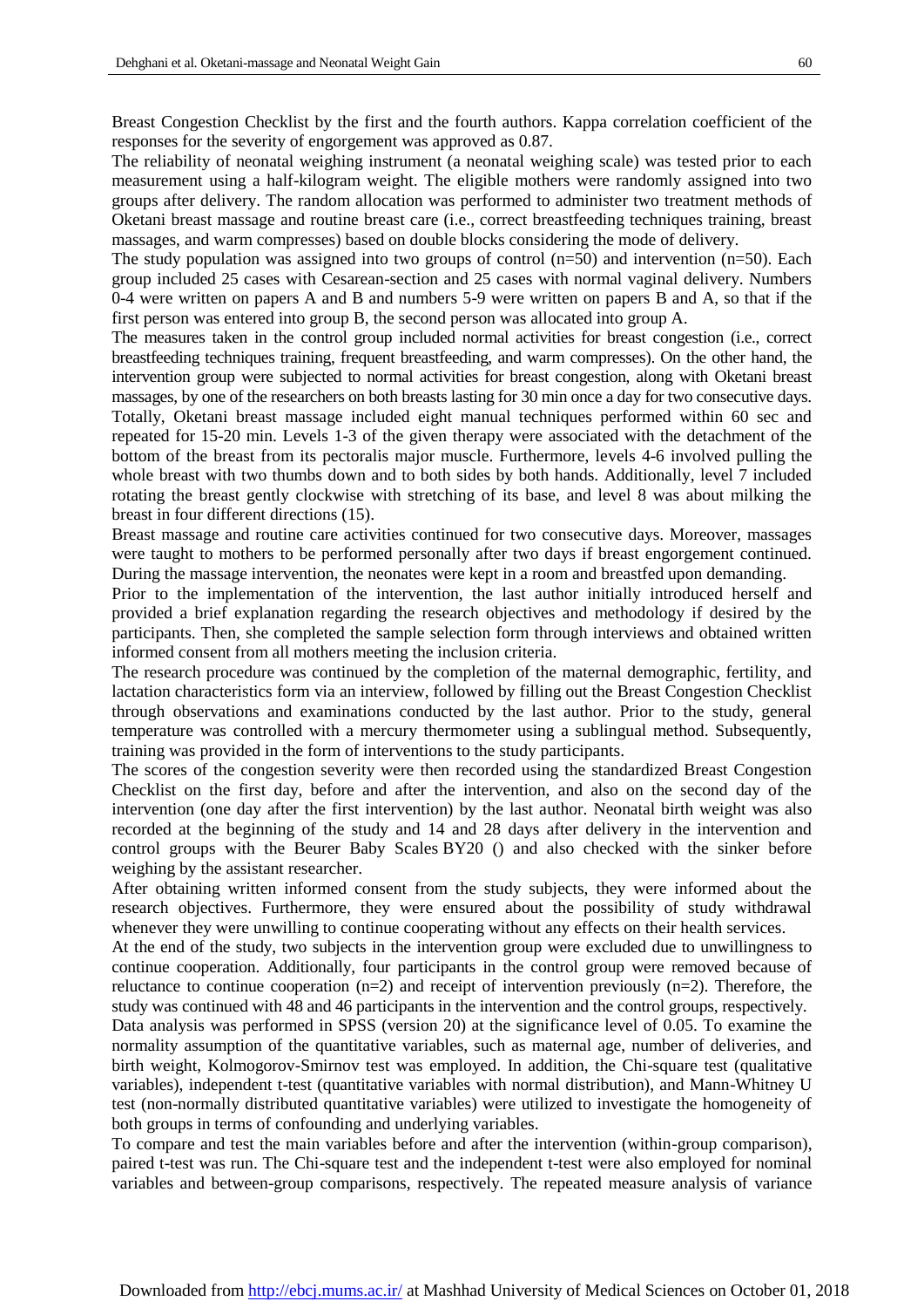Breast Congestion Checklist by the first and the fourth authors. Kappa correlation coefficient of the responses for the severity of engorgement was approved as 0.87.

The reliability of neonatal weighing instrument (a neonatal weighing scale) was tested prior to each measurement using a half-kilogram weight. The eligible mothers were randomly assigned into two groups after delivery. The random allocation was performed to administer two treatment methods of Oketani breast massage and routine breast care (i.e., correct breastfeeding techniques training, breast massages, and warm compresses) based on double blocks considering the mode of delivery.

The study population was assigned into two groups of control (n=50) and intervention (n=50). Each group included 25 cases with Cesarean-section and 25 cases with normal vaginal delivery. Numbers 0-4 were written on papers A and B and numbers 5-9 were written on papers B and A, so that if the first person was entered into group B, the second person was allocated into group A.

The measures taken in the control group included normal activities for breast congestion (i.e., correct breastfeeding techniques training, frequent breastfeeding, and warm compresses). On the other hand, the intervention group were subjected to normal activities for breast congestion, along with Oketani breast massages, by one of the researchers on both breasts lasting for 30 min once a day for two consecutive days. Totally, Oketani breast massage included eight manual techniques performed within 60 sec and repeated for 15-20 min. Levels 1-3 of the given therapy were associated with the detachment of the bottom of the breast from its pectoralis major muscle. Furthermore, levels 4-6 involved pulling the whole breast with two thumbs down and to both sides by both hands. Additionally, level 7 included rotating the breast gently clockwise with stretching of its base, and level 8 was about milking the breast in four different directions (15).

Breast massage and routine care activities continued for two consecutive days. Moreover, massages were taught to mothers to be performed personally after two days if breast engorgement continued. During the massage intervention, the neonates were kept in a room and breastfed upon demanding.

Prior to the implementation of the intervention, the last author initially introduced herself and provided a brief explanation regarding the research objectives and methodology if desired by the participants. Then, she completed the sample selection form through interviews and obtained written informed consent from all mothers meeting the inclusion criteria.

The research procedure was continued by the completion of the maternal demographic, fertility, and lactation characteristics form via an interview, followed by filling out the Breast Congestion Checklist through observations and examinations conducted by the last author. Prior to the study, general temperature was controlled with a mercury thermometer using a sublingual method. Subsequently, training was provided in the form of interventions to the study participants.

The scores of the congestion severity were then recorded using the standardized Breast Congestion Checklist on the first day, before and after the intervention, and also on the second day of the intervention (one day after the first intervention) by the last author. Neonatal birth weight was also recorded at the beginning of the study and 14 and 28 days after delivery in the intervention and control groups with the Beurer Baby Scales BY20 () and also checked with the sinker before weighing by the assistant researcher.

After obtaining written informed consent from the study subjects, they were informed about the research objectives. Furthermore, they were ensured about the possibility of study withdrawal whenever they were unwilling to continue cooperating without any effects on their health services.

At the end of the study, two subjects in the intervention group were excluded due to unwillingness to continue cooperation. Additionally, four participants in the control group were removed because of reluctance to continue cooperation (n=2) and receipt of intervention previously (n=2). Therefore, the study was continued with 48 and 46 participants in the intervention and the control groups, respectively.

Data analysis was performed in SPSS (version 20) at the significance level of 0.05. To examine the normality assumption of the quantitative variables, such as maternal age, number of deliveries, and birth weight, Kolmogorov-Smirnov test was employed. In addition, the Chi-square test (qualitative variables), independent t-test (quantitative variables with normal distribution), and Mann-Whitney U test (non-normally distributed quantitative variables) were utilized to investigate the homogeneity of both groups in terms of confounding and underlying variables.

To compare and test the main variables before and after the intervention (within-group comparison), paired t-test was run. The Chi-square test and the independent t-test were also employed for nominal variables and between-group comparisons, respectively. The repeated measure analysis of variance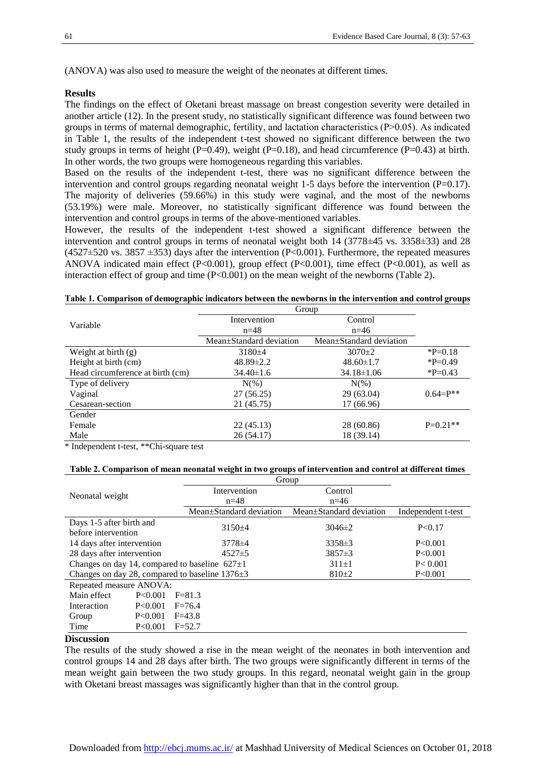(ANOVA) was also used to measure the weight of the neonates at different times.

## Results

The findings on the effect of Oketani breast massage on breast congestion severity were detailed in another article (12). In the present study, no statistically significant difference was found between two groups in terms of maternal demographic, fertility, and lactation characteristics (P>0.05). As indicated in Table 1, the results of the independent t-test showed no significant difference between the two study groups in terms of height (P=0.49), weight (P=0.18), and head circumference (P=0.43) at birth. In other words, the two groups were homogeneous regarding this variables.

Based on the results of the independent t-test, there was no significant difference between the intervention and control groups regarding neonatal weight 1-5 days before the intervention (P=0.17). The majority of deliveries (59.66%) in this study were vaginal, and the most of the newborns (53.19%) were male. Moreover, no statistically significant difference was found between the intervention and control groups in terms of the above-mentioned variables.

However, the results of the independent t-test showed a significant difference between the intervention and control groups in terms of neonatal weight both 14 (3778±45 vs. 3358±33) and 28 (4527±520 vs. 3857 ±353) days after the intervention (P<0.001). Furthermore, the repeated measures ANOVA indicated main effect (P<0.001), group effect (P<0.001), time effect (P<0.001), as well as interaction effect of group and time (P<0.001) on the mean weight of the newborns (Table 2).

**Table 1. Comparison of demographic indicators between the newborns in the intervention and control groups**

| Variable | Group | | |
|---|---|---|---|
| | Intervention n=48 | Control n=46 | |
| | Mean±Standard deviation | Mean±Standard deviation | |
| Weight at birth (g) | 3180±4 | 3070±2 | *P=0.18 |
| Height at birth (cm) | 48.89±2.2 | 48.60±1.7 | *P=0.49 |
| Head circumference at birth (cm) | 34.40±1.6 | 34.18±1.06 | *P=0.43 |
| Type of delivery | N(%) | N(%) | |
| Vaginal | 27 (56.25) | 29 (63.04) | 0.64=P** |
| Cesarean-section | 21 (45.75) | 17 (66.96) | |
| Gender | | | |
| Female | 22 (45.13) | 28 (60.86) | P=0.21** |
| Male | 26 (54.17) | 18 (39.14) | |

\* Independent t-test, **Chi-square test

**Table 2. Comparison of mean neonatal weight in two groups of intervention and control at different times**

| Neonatal weight | Group | | |
|---|---|---|---|
| | Intervention n=48 | Control n=46 | |
| | Mean±Standard deviation | Mean±Standard deviation | Independent t-test |
| Days 1-5 after birth and before intervention | 3150±4 | 3046±2 | P<0.17 |
| 14 days after intervention | 3778±4 | 3358±3 | P<0.001 |
| 28 days after intervention | 4527±5 | 3857±3 | P<0.001 |
| Changes on day 14, compared to baseline | 627±1 | 311±1 | P< 0.001 |
| Changes on day 28, compared to baseline | 1376±3 | 810±2 | P<0.001 |

| Repeated measure ANOVA: | | |
|---|---|---|
| Main effect | P<0.001 | F=81.3 |
| Interaction | P<0.001 | F=76.4 |
| Group | P<0.001 | F=43.8 |
| Time | P<0.001 | F=52.7 |

## Discussion

The results of the study showed a rise in the mean weight of the neonates in both intervention and control groups 14 and 28 days after birth. The two groups were significantly different in terms of the mean weight gain between the two study groups. In this regard, neonatal weight gain in the group with Oketani breast massages was significantly higher than that in the control group.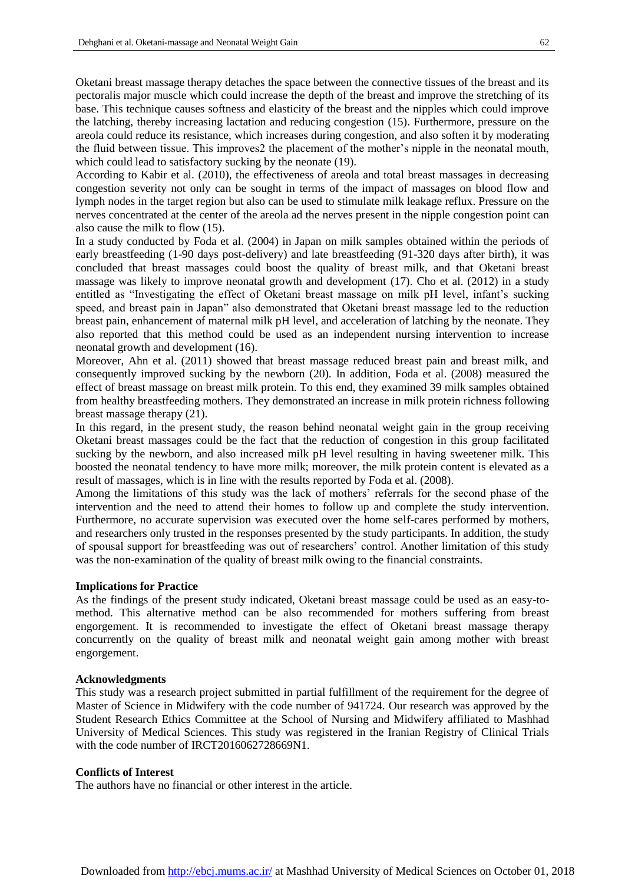Oketani breast massage therapy detaches the space between the connective tissues of the breast and its pectoralis major muscle which could increase the depth of the breast and improve the stretching of its base. This technique causes softness and elasticity of the breast and the nipples which could improve the latching, thereby increasing lactation and reducing congestion (15). Furthermore, pressure on the areola could reduce its resistance, which increases during congestion, and also soften it by moderating the fluid between tissue. This improves2 the placement of the mother's nipple in the neonatal mouth, which could lead to satisfactory sucking by the neonate (19).

According to Kabir et al. (2010), the effectiveness of areola and total breast massages in decreasing congestion severity not only can be sought in terms of the impact of massages on blood flow and lymph nodes in the target region but also can be used to stimulate milk leakage reflux. Pressure on the nerves concentrated at the center of the areola ad the nerves present in the nipple congestion point can also cause the milk to flow (15).

In a study conducted by Foda et al. (2004) in Japan on milk samples obtained within the periods of early breastfeeding (1-90 days post-delivery) and late breastfeeding (91-320 days after birth), it was concluded that breast massages could boost the quality of breast milk, and that Oketani breast massage was likely to improve neonatal growth and development (17). Cho et al. (2012) in a study entitled as "Investigating the effect of Oketani breast massage on milk pH level, infant's sucking speed, and breast pain in Japan" also demonstrated that Oketani breast massage led to the reduction breast pain, enhancement of maternal milk pH level, and acceleration of latching by the neonate. They also reported that this method could be used as an independent nursing intervention to increase neonatal growth and development (16).

Moreover, Ahn et al. (2011) showed that breast massage reduced breast pain and breast milk, and consequently improved sucking by the newborn (20). In addition, Foda et al. (2008) measured the effect of breast massage on breast milk protein. To this end, they examined 39 milk samples obtained from healthy breastfeeding mothers. They demonstrated an increase in milk protein richness following breast massage therapy (21).

In this regard, in the present study, the reason behind neonatal weight gain in the group receiving Oketani breast massages could be the fact that the reduction of congestion in this group facilitated sucking by the newborn, and also increased milk pH level resulting in having sweetener milk. This boosted the neonatal tendency to have more milk; moreover, the milk protein content is elevated as a result of massages, which is in line with the results reported by Foda et al. (2008).

Among the limitations of this study was the lack of mothers' referrals for the second phase of the intervention and the need to attend their homes to follow up and complete the study intervention. Furthermore, no accurate supervision was executed over the home self-cares performed by mothers, and researchers only trusted in the responses presented by the study participants. In addition, the study of spousal support for breastfeeding was out of researchers' control. Another limitation of this study was the non-examination of the quality of breast milk owing to the financial constraints.

## Implications for Practice

As the findings of the present study indicated, Oketani breast massage could be used as an easy-to-method. This alternative method can be also recommended for mothers suffering from breast engorgement. It is recommended to investigate the effect of Oketani breast massage therapy concurrently on the quality of breast milk and neonatal weight gain among mother with breast engorgement.

## Acknowledgments

This study was a research project submitted in partial fulfillment of the requirement for the degree of Master of Science in Midwifery with the code number of 941724. Our research was approved by the Student Research Ethics Committee at the School of Nursing and Midwifery affiliated to Mashhad University of Medical Sciences. This study was registered in the Iranian Registry of Clinical Trials with the code number of IRCT2016062728669N1.

## Conflicts of Interest

The authors have no financial or other interest in the article.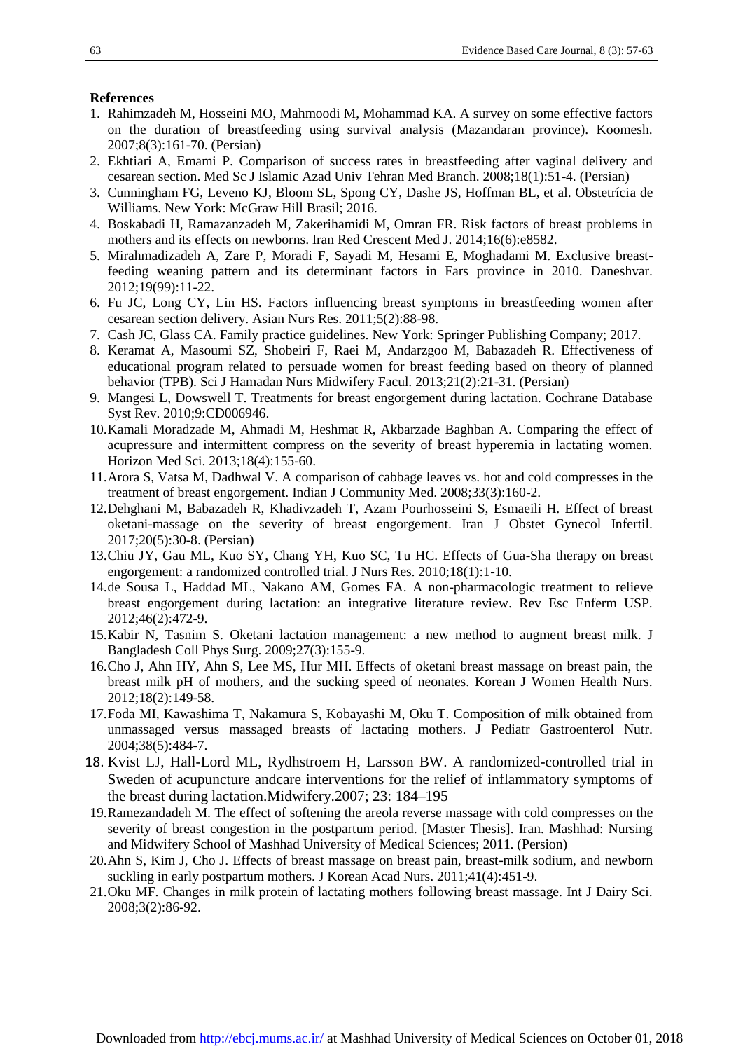**References**

1. Rahimzadeh M, Hosseini MO, Mahmoodi M, Mohammad KA. A survey on some effective factors on the duration of breastfeeding using survival analysis (Mazandaran province). Koomesh. 2007;8(3):161-70. (Persian)
2. Ekhtiari A, Emami P. Comparison of success rates in breastfeeding after vaginal delivery and cesarean section. Med Sc J Islamic Azad Univ Tehran Med Branch. 2008;18(1):51-4. (Persian)
3. Cunningham FG, Leveno KJ, Bloom SL, Spong CY, Dashe JS, Hoffman BL, et al. Obstetrícia de Williams. New York: McGraw Hill Brasil; 2016.
4. Boskabadi H, Ramazanzadeh M, Zakerihamidi M, Omran FR. Risk factors of breast problems in mothers and its effects on newborns. Iran Red Crescent Med J. 2014;16(6):e8582.
5. Mirahmadizadeh A, Zare P, Moradi F, Sayadi M, Hesami E, Moghadami M. Exclusive breast-feeding weaning pattern and its determinant factors in Fars province in 2010. Daneshvar. 2012;19(99):11-22.
6. Fu JC, Long CY, Lin HS. Factors influencing breast symptoms in breastfeeding women after cesarean section delivery. Asian Nurs Res. 2011;5(2):88-98.
7. Cash JC, Glass CA. Family practice guidelines. New York: Springer Publishing Company; 2017.
8. Keramat A, Masoumi SZ, Shobeiri F, Raei M, Andarzgoo M, Babazadeh R. Effectiveness of educational program related to persuade women for breast feeding based on theory of planned behavior (TPB). Sci J Hamadan Nurs Midwifery Facul. 2013;21(2):21-31. (Persian)
9. Mangesi L, Dowswell T. Treatments for breast engorgement during lactation. Cochrane Database Syst Rev. 2010;9:CD006946.
10. Kamali Moradzade M, Ahmadi M, Heshmat R, Akbarzade Baghban A. Comparing the effect of acupressure and intermittent compress on the severity of breast hyperemia in lactating women. Horizon Med Sci. 2013;18(4):155-60.
11. Arora S, Vatsa M, Dadhwal V. A comparison of cabbage leaves vs. hot and cold compresses in the treatment of breast engorgement. Indian J Community Med. 2008;33(3):160-2.
12. Dehghani M, Babazadeh R, Khadivzadeh T, Azam Pourhosseini S, Esmaeili H. Effect of breast oketani-massage on the severity of breast engorgement. Iran J Obstet Gynecol Infertil. 2017;20(5):30-8. (Persian)
13. Chiu JY, Gau ML, Kuo SY, Chang YH, Kuo SC, Tu HC. Effects of Gua-Sha therapy on breast engorgement: a randomized controlled trial. J Nurs Res. 2010;18(1):1-10.
14. de Sousa L, Haddad ML, Nakano AM, Gomes FA. A non-pharmacologic treatment to relieve breast engorgement during lactation: an integrative literature review. Rev Esc Enferm USP. 2012;46(2):472-9.
15. Kabir N, Tasnim S. Oketani lactation management: a new method to augment breast milk. J Bangladesh Coll Phys Surg. 2009;27(3):155-9.
16. Cho J, Ahn HY, Ahn S, Lee MS, Hur MH. Effects of oketani breast massage on breast pain, the breast milk pH of mothers, and the sucking speed of neonates. Korean J Women Health Nurs. 2012;18(2):149-58.
17. Foda MI, Kawashima T, Nakamura S, Kobayashi M, Oku T. Composition of milk obtained from unmassaged versus massaged breasts of lactating mothers. J Pediatr Gastroenterol Nutr. 2004;38(5):484-7.
18. Kvist LJ, Hall-Lord ML, Rydhstroem H, Larsson BW. A randomized-controlled trial in Sweden of acupuncture andcare interventions for the relief of inflammatory symptoms of the breast during lactation.Midwifery.2007; 23: 184–195
19. Ramezandadeh M. The effect of softening the areola reverse massage with cold compresses on the severity of breast congestion in the postpartum period. [Master Thesis]. Iran. Mashhad: Nursing and Midwifery School of Mashhad University of Medical Sciences; 2011. (Persion)
20. Ahn S, Kim J, Cho J. Effects of breast massage on breast pain, breast-milk sodium, and newborn suckling in early postpartum mothers. J Korean Acad Nurs. 2011;41(4):451-9.
21. Oku MF. Changes in milk protein of lactating mothers following breast massage. Int J Dairy Sci. 2008;3(2):86-92.